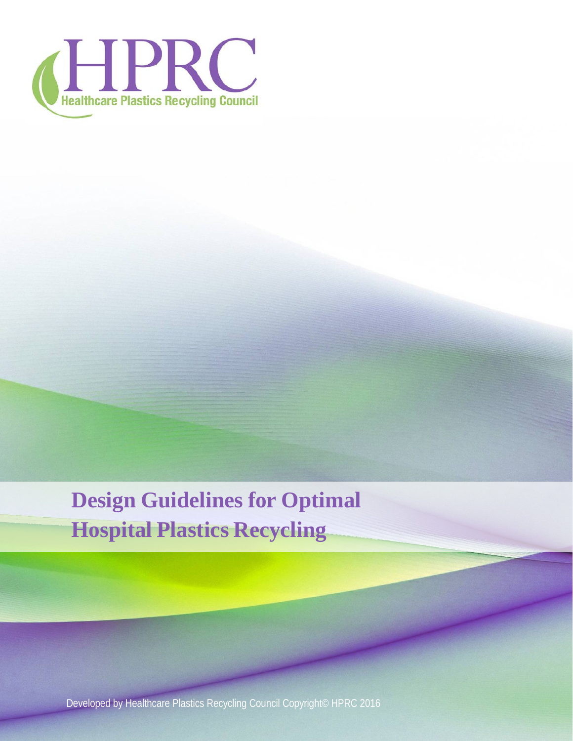HPRC

Healthcare Plastics Recycling Council

# Design Guidelines for Optimal Hospital Plastics Recycling

Developed by Healthcare Plastics Recycling Council Copyright© HPRC 2016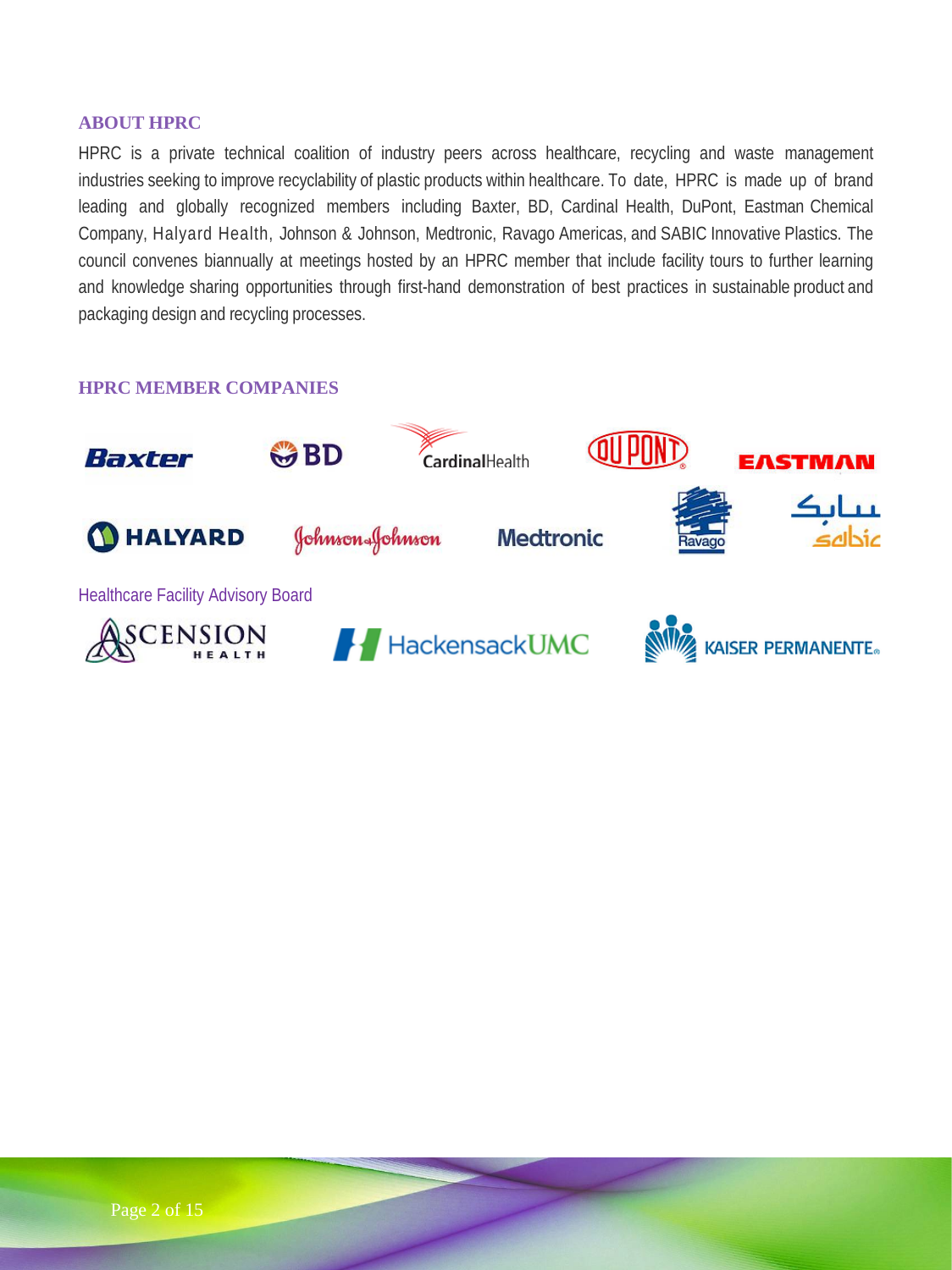## ABOUT HPRC

HPRC is a private technical coalition of industry peers across healthcare, recycling and waste management industries seeking to improve recyclability of plastic products within healthcare. To date, HPRC is made up of brand leading and globally recognized members including Baxter, BD, Cardinal Health, DuPont, Eastman Chemical Company, Halyard Health, Johnson & Johnson, Medtronic, Ravago Americas, and SABIC Innovative Plastics. The council convenes biannually at meetings hosted by an HPRC member that include facility tours to further learning and knowledge sharing opportunities through first-hand demonstration of best practices in sustainable product and packaging design and recycling processes.

## HPRC MEMBER COMPANIES

Baxter BD CardinalHealth DUPONT EASTMAN

HALYARD Johnson & Johnson Medtronic Ravago سابك sabic

Healthcare Facility Advisory Board

ASCENSION HEALTH HackensackUMC KAISER PERMANENTE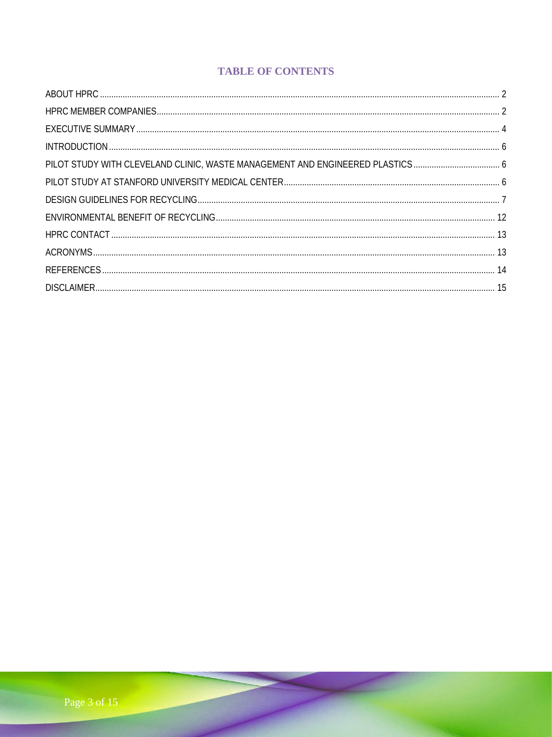# TABLE OF CONTENTS

ABOUT HPRC ........................................................................................................ 2

HPRC MEMBER COMPANIES ........................................................................................ 2

EXECUTIVE SUMMARY ................................................................................................ 4

INTRODUCTION ........................................................................................................ 6

PILOT STUDY WITH CLEVELAND CLINIC, WASTE MANAGEMENT AND ENGINEERED PLASTICS ........................ 6

PILOT STUDY AT STANFORD UNIVERSITY MEDICAL CENTER .................................................. 6

DESIGN GUIDELINES FOR RECYCLING .............................................................................. 7

ENVIRONMENTAL BENEFIT OF RECYCLING ......................................................................... 12

HPRC CONTACT ........................................................................................................ 13

ACRONYMS ............................................................................................................. 13

REFERENCES ........................................................................................................... 14

DISCLAIMER ............................................................................................................. 15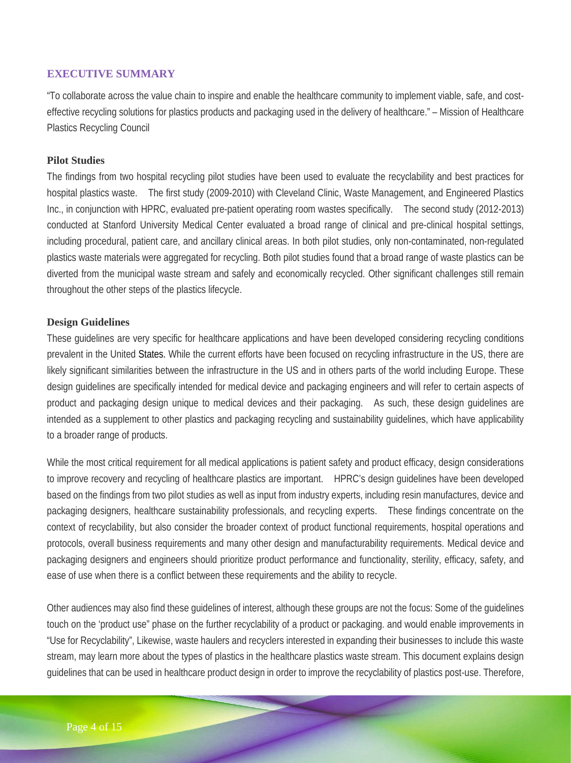## EXECUTIVE SUMMARY

"To collaborate across the value chain to inspire and enable the healthcare community to implement viable, safe, and cost-effective recycling solutions for plastics products and packaging used in the delivery of healthcare." – Mission of Healthcare Plastics Recycling Council

### Pilot Studies

The findings from two hospital recycling pilot studies have been used to evaluate the recyclability and best practices for hospital plastics waste. The first study (2009-2010) with Cleveland Clinic, Waste Management, and Engineered Plastics Inc., in conjunction with HPRC, evaluated pre-patient operating room wastes specifically. The second study (2012-2013) conducted at Stanford University Medical Center evaluated a broad range of clinical and pre-clinical hospital settings, including procedural, patient care, and ancillary clinical areas. In both pilot studies, only non-contaminated, non-regulated plastics waste materials were aggregated for recycling. Both pilot studies found that a broad range of waste plastics can be diverted from the municipal waste stream and safely and economically recycled. Other significant challenges still remain throughout the other steps of the plastics lifecycle.

### Design Guidelines

These guidelines are very specific for healthcare applications and have been developed considering recycling conditions prevalent in the United States. While the current efforts have been focused on recycling infrastructure in the US, there are likely significant similarities between the infrastructure in the US and in others parts of the world including Europe. These design guidelines are specifically intended for medical device and packaging engineers and will refer to certain aspects of product and packaging design unique to medical devices and their packaging. As such, these design guidelines are intended as a supplement to other plastics and packaging recycling and sustainability guidelines, which have applicability to a broader range of products.

While the most critical requirement for all medical applications is patient safety and product efficacy, design considerations to improve recovery and recycling of healthcare plastics are important. HPRC's design guidelines have been developed based on the findings from two pilot studies as well as input from industry experts, including resin manufactures, device and packaging designers, healthcare sustainability professionals, and recycling experts. These findings concentrate on the context of recyclability, but also consider the broader context of product functional requirements, hospital operations and protocols, overall business requirements and many other design and manufacturability requirements. Medical device and packaging designers and engineers should prioritize product performance and functionality, sterility, efficacy, safety, and ease of use when there is a conflict between these requirements and the ability to recycle.

Other audiences may also find these guidelines of interest, although these groups are not the focus: Some of the guidelines touch on the 'product use" phase on the further recyclability of a product or packaging. and would enable improvements in "Use for Recyclability", Likewise, waste haulers and recyclers interested in expanding their businesses to include this waste stream, may learn more about the types of plastics in the healthcare plastics waste stream. This document explains design guidelines that can be used in healthcare product design in order to improve the recyclability of plastics post-use. Therefore,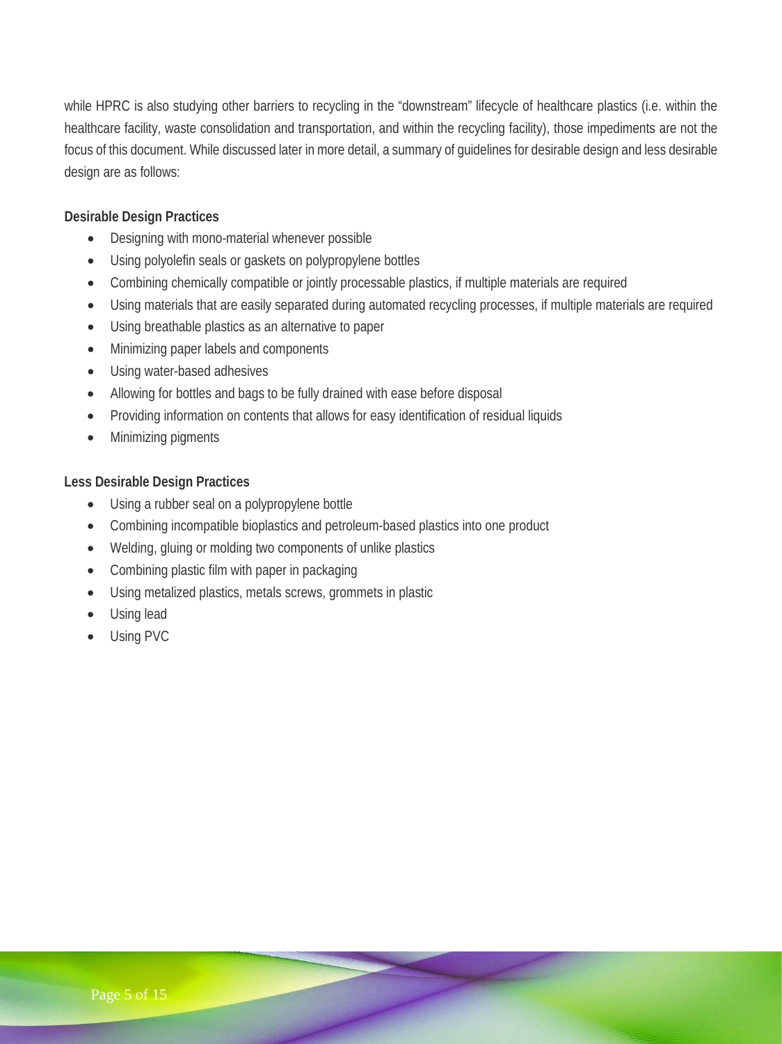while HPRC is also studying other barriers to recycling in the "downstream" lifecycle of healthcare plastics (i.e. within the healthcare facility, waste consolidation and transportation, and within the recycling facility), those impediments are not the focus of this document. While discussed later in more detail, a summary of guidelines for desirable design and less desirable design are as follows:

**Desirable Design Practices**

- Designing with mono-material whenever possible
- Using polyolefin seals or gaskets on polypropylene bottles
- Combining chemically compatible or jointly processable plastics, if multiple materials are required
- Using materials that are easily separated during automated recycling processes, if multiple materials are required
- Using breathable plastics as an alternative to paper
- Minimizing paper labels and components
- Using water-based adhesives
- Allowing for bottles and bags to be fully drained with ease before disposal
- Providing information on contents that allows for easy identification of residual liquids
- Minimizing pigments

**Less Desirable Design Practices**

- Using a rubber seal on a polypropylene bottle
- Combining incompatible bioplastics and petroleum-based plastics into one product
- Welding, gluing or molding two components of unlike plastics
- Combining plastic film with paper in packaging
- Using metalized plastics, metals screws, grommets in plastic
- Using lead
- Using PVC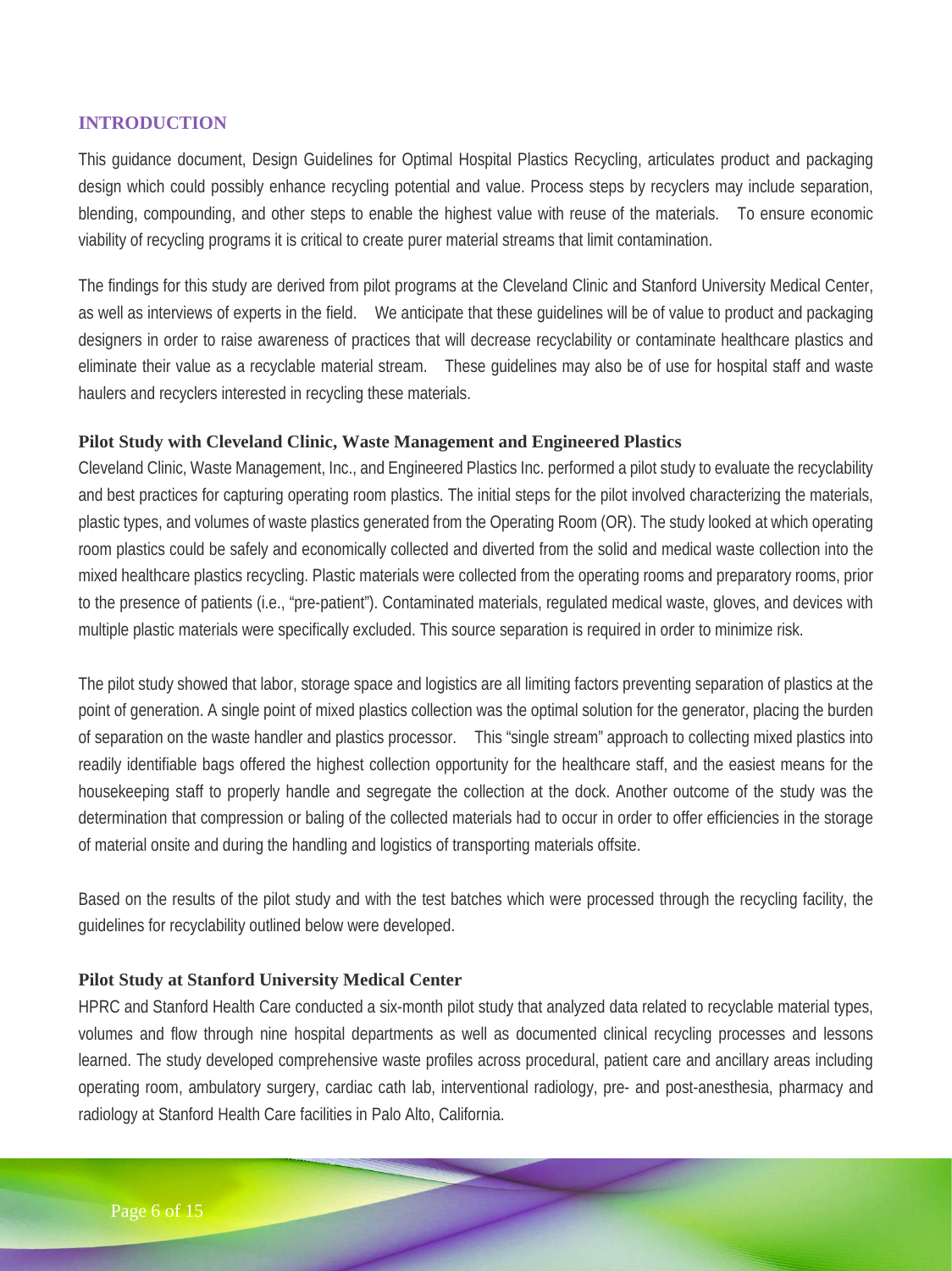## INTRODUCTION

This guidance document, Design Guidelines for Optimal Hospital Plastics Recycling, articulates product and packaging design which could possibly enhance recycling potential and value. Process steps by recyclers may include separation, blending, compounding, and other steps to enable the highest value with reuse of the materials. To ensure economic viability of recycling programs it is critical to create purer material streams that limit contamination.

The findings for this study are derived from pilot programs at the Cleveland Clinic and Stanford University Medical Center, as well as interviews of experts in the field. We anticipate that these guidelines will be of value to product and packaging designers in order to raise awareness of practices that will decrease recyclability or contaminate healthcare plastics and eliminate their value as a recyclable material stream. These guidelines may also be of use for hospital staff and waste haulers and recyclers interested in recycling these materials.

### Pilot Study with Cleveland Clinic, Waste Management and Engineered Plastics

Cleveland Clinic, Waste Management, Inc., and Engineered Plastics Inc. performed a pilot study to evaluate the recyclability and best practices for capturing operating room plastics. The initial steps for the pilot involved characterizing the materials, plastic types, and volumes of waste plastics generated from the Operating Room (OR). The study looked at which operating room plastics could be safely and economically collected and diverted from the solid and medical waste collection into the mixed healthcare plastics recycling. Plastic materials were collected from the operating rooms and preparatory rooms, prior to the presence of patients (i.e., "pre-patient"). Contaminated materials, regulated medical waste, gloves, and devices with multiple plastic materials were specifically excluded. This source separation is required in order to minimize risk.

The pilot study showed that labor, storage space and logistics are all limiting factors preventing separation of plastics at the point of generation. A single point of mixed plastics collection was the optimal solution for the generator, placing the burden of separation on the waste handler and plastics processor. This "single stream" approach to collecting mixed plastics into readily identifiable bags offered the highest collection opportunity for the healthcare staff, and the easiest means for the housekeeping staff to properly handle and segregate the collection at the dock. Another outcome of the study was the determination that compression or baling of the collected materials had to occur in order to offer efficiencies in the storage of material onsite and during the handling and logistics of transporting materials offsite.

Based on the results of the pilot study and with the test batches which were processed through the recycling facility, the guidelines for recyclability outlined below were developed.

### Pilot Study at Stanford University Medical Center

HPRC and Stanford Health Care conducted a six-month pilot study that analyzed data related to recyclable material types, volumes and flow through nine hospital departments as well as documented clinical recycling processes and lessons learned. The study developed comprehensive waste profiles across procedural, patient care and ancillary areas including operating room, ambulatory surgery, cardiac cath lab, interventional radiology, pre- and post-anesthesia, pharmacy and radiology at Stanford Health Care facilities in Palo Alto, California.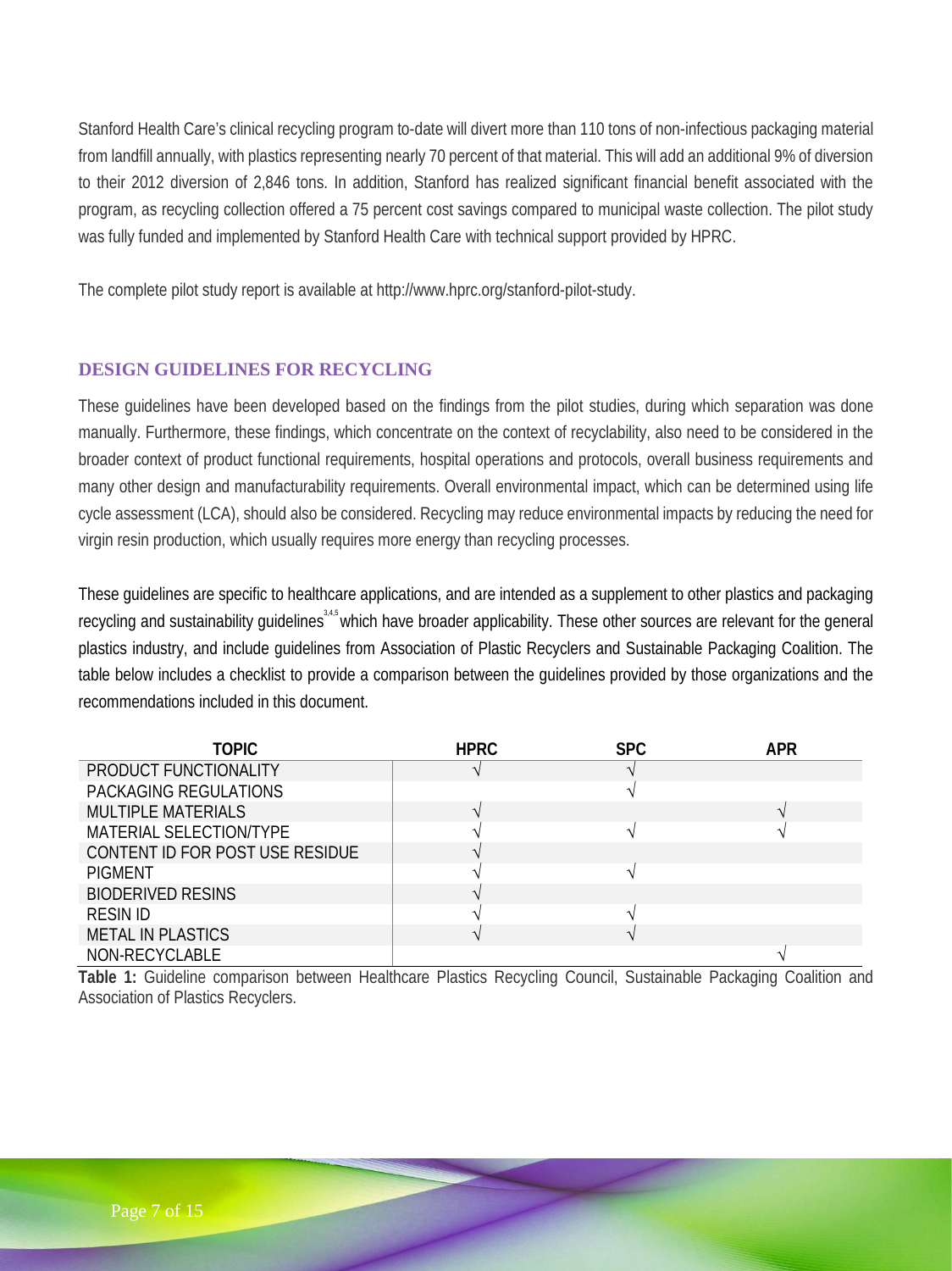Stanford Health Care's clinical recycling program to-date will divert more than 110 tons of non-infectious packaging material from landfill annually, with plastics representing nearly 70 percent of that material. This will add an additional 9% of diversion to their 2012 diversion of 2,846 tons. In addition, Stanford has realized significant financial benefit associated with the program, as recycling collection offered a 75 percent cost savings compared to municipal waste collection. The pilot study was fully funded and implemented by Stanford Health Care with technical support provided by HPRC.

The complete pilot study report is available at http://www.hprc.org/stanford-pilot-study.

## DESIGN GUIDELINES FOR RECYCLING

These guidelines have been developed based on the findings from the pilot studies, during which separation was done manually. Furthermore, these findings, which concentrate on the context of recyclability, also need to be considered in the broader context of product functional requirements, hospital operations and protocols, overall business requirements and many other design and manufacturability requirements. Overall environmental impact, which can be determined using life cycle assessment (LCA), should also be considered. Recycling may reduce environmental impacts by reducing the need for virgin resin production, which usually requires more energy than recycling processes.

These guidelines are specific to healthcare applications, and are intended as a supplement to other plastics and packaging recycling and sustainability guidelines[3,4,5] which have broader applicability. These other sources are relevant for the general plastics industry, and include guidelines from Association of Plastic Recyclers and Sustainable Packaging Coalition. The table below includes a checklist to provide a comparison between the guidelines provided by those organizations and the recommendations included in this document.

| TOPIC | HPRC | SPC | APR |
|---|---|---|---|
| PRODUCT FUNCTIONALITY | √ | √ | |
| PACKAGING REGULATIONS | | √ | |
| MULTIPLE MATERIALS | √ | | √ |
| MATERIAL SELECTION/TYPE | √ | √ | √ |
| CONTENT ID FOR POST USE RESIDUE | √ | | |
| PIGMENT | √ | √ | |
| BIODERIVED RESINS | √ | | |
| RESIN ID | √ | √ | |
| METAL IN PLASTICS | √ | √ | |
| NON-RECYCLABLE | | | √ |

**Table 1:** Guideline comparison between Healthcare Plastics Recycling Council, Sustainable Packaging Coalition and Association of Plastics Recyclers.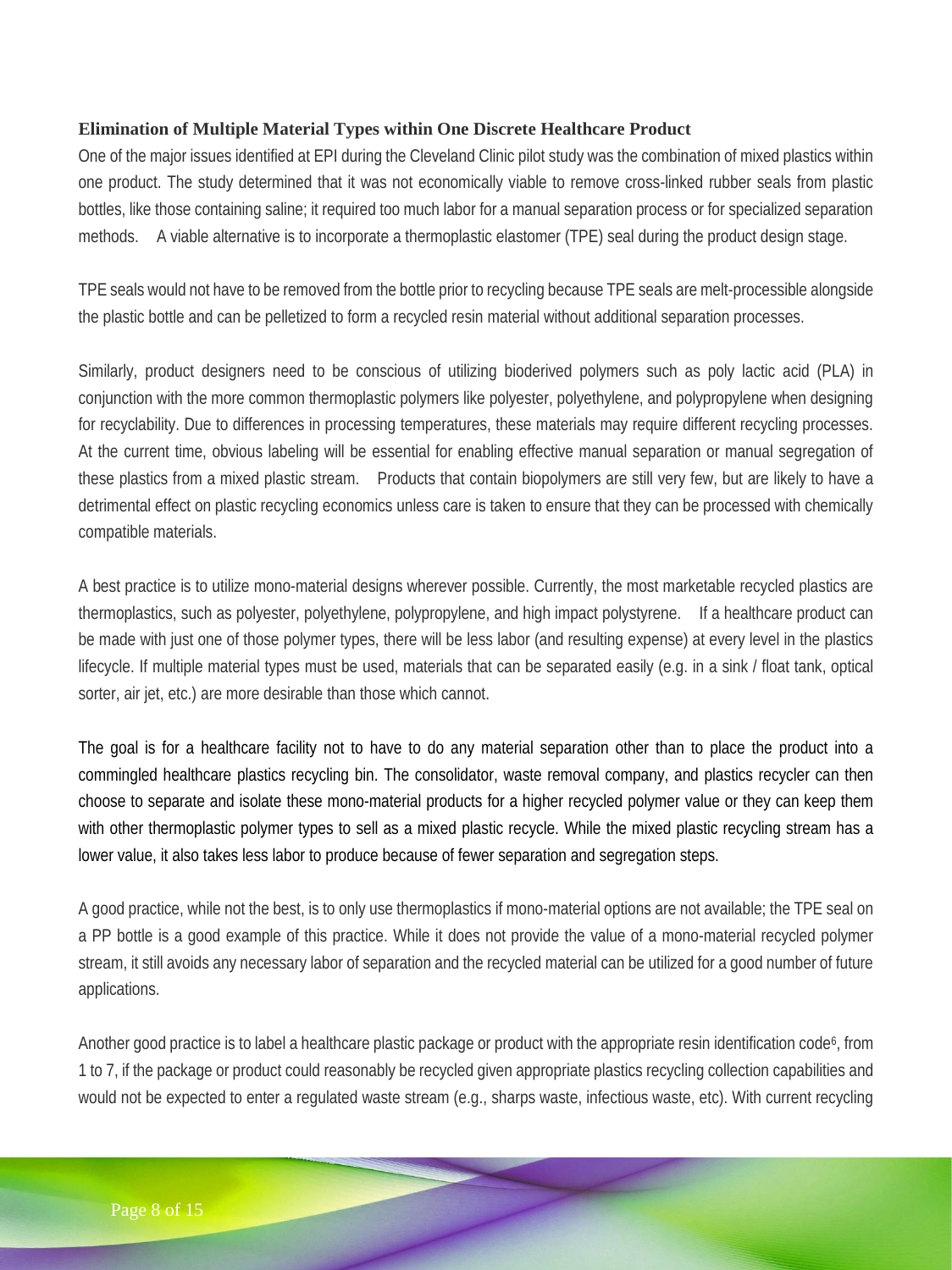### Elimination of Multiple Material Types within One Discrete Healthcare Product

One of the major issues identified at EPI during the Cleveland Clinic pilot study was the combination of mixed plastics within one product. The study determined that it was not economically viable to remove cross-linked rubber seals from plastic bottles, like those containing saline; it required too much labor for a manual separation process or for specialized separation methods. A viable alternative is to incorporate a thermoplastic elastomer (TPE) seal during the product design stage.

TPE seals would not have to be removed from the bottle prior to recycling because TPE seals are melt-processible alongside the plastic bottle and can be pelletized to form a recycled resin material without additional separation processes.

Similarly, product designers need to be conscious of utilizing bioderived polymers such as poly lactic acid (PLA) in conjunction with the more common thermoplastic polymers like polyester, polyethylene, and polypropylene when designing for recyclability. Due to differences in processing temperatures, these materials may require different recycling processes. At the current time, obvious labeling will be essential for enabling effective manual separation or manual segregation of these plastics from a mixed plastic stream. Products that contain biopolymers are still very few, but are likely to have a detrimental effect on plastic recycling economics unless care is taken to ensure that they can be processed with chemically compatible materials.

A best practice is to utilize mono-material designs wherever possible. Currently, the most marketable recycled plastics are thermoplastics, such as polyester, polyethylene, polypropylene, and high impact polystyrene. If a healthcare product can be made with just one of those polymer types, there will be less labor (and resulting expense) at every level in the plastics lifecycle. If multiple material types must be used, materials that can be separated easily (e.g. in a sink / float tank, optical sorter, air jet, etc.) are more desirable than those which cannot.

The goal is for a healthcare facility not to have to do any material separation other than to place the product into a commingled healthcare plastics recycling bin. The consolidator, waste removal company, and plastics recycler can then choose to separate and isolate these mono-material products for a higher recycled polymer value or they can keep them with other thermoplastic polymer types to sell as a mixed plastic recycle. While the mixed plastic recycling stream has a lower value, it also takes less labor to produce because of fewer separation and segregation steps.

A good practice, while not the best, is to only use thermoplastics if mono-material options are not available; the TPE seal on a PP bottle is a good example of this practice. While it does not provide the value of a mono-material recycled polymer stream, it still avoids any necessary labor of separation and the recycled material can be utilized for a good number of future applications.

Another good practice is to label a healthcare plastic package or product with the appropriate resin identification code[6], from 1 to 7, if the package or product could reasonably be recycled given appropriate plastics recycling collection capabilities and would not be expected to enter a regulated waste stream (e.g., sharps waste, infectious waste, etc). With current recycling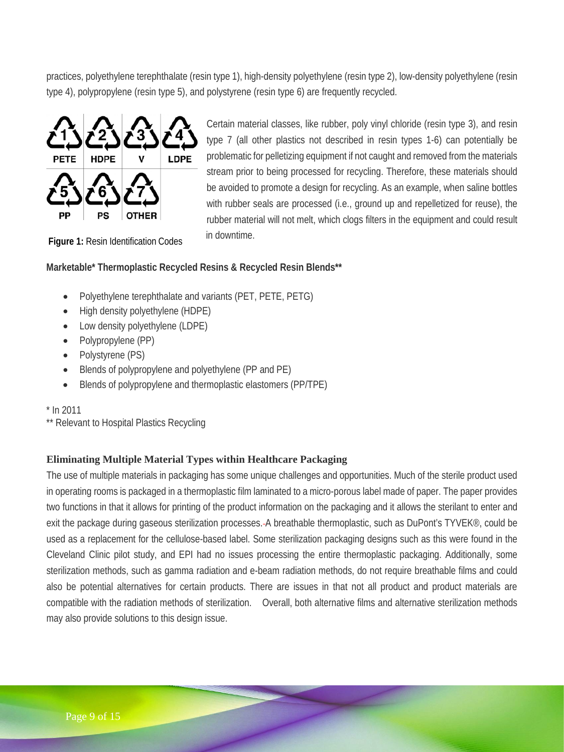practices, polyethylene terephthalate (resin type 1), high-density polyethylene (resin type 2), low-density polyethylene (resin type 4), polypropylene (resin type 5), and polystyrene (resin type 6) are frequently recycled.

| 1 PETE | 2 HDPE | 3 V | 4 LDPE |
|---|---|---|---|
| 5 PP | 6 PS | 7 OTHER | |

**Figure 1:** Resin Identification Codes

Certain material classes, like rubber, poly vinyl chloride (resin type 3), and resin type 7 (all other plastics not described in resin types 1-6) can potentially be problematic for pelletizing equipment if not caught and removed from the materials stream prior to being processed for recycling. Therefore, these materials should be avoided to promote a design for recycling. As an example, when saline bottles with rubber seals are processed (i.e., ground up and repelletized for reuse), the rubber material will not melt, which clogs filters in the equipment and could result in downtime.

**Marketable* Thermoplastic Recycled Resins & Recycled Resin Blends****

- Polyethylene terephthalate and variants (PET, PETE, PETG)
- High density polyethylene (HDPE)
- Low density polyethylene (LDPE)
- Polypropylene (PP)
- Polystyrene (PS)
- Blends of polypropylene and polyethylene (PP and PE)
- Blends of polypropylene and thermoplastic elastomers (PP/TPE)

* In 2011
** Relevant to Hospital Plastics Recycling

### Eliminating Multiple Material Types within Healthcare Packaging

The use of multiple materials in packaging has some unique challenges and opportunities. Much of the sterile product used in operating rooms is packaged in a thermoplastic film laminated to a micro-porous label made of paper. The paper provides two functions in that it allows for printing of the product information on the packaging and it allows the sterilant to enter and exit the package during gaseous sterilization processes. A breathable thermoplastic, such as DuPont's TYVEK®, could be used as a replacement for the cellulose-based label. Some sterilization packaging designs such as this were found in the Cleveland Clinic pilot study, and EPI had no issues processing the entire thermoplastic packaging. Additionally, some sterilization methods, such as gamma radiation and e-beam radiation methods, do not require breathable films and could also be potential alternatives for certain products. There are issues in that not all product and product materials are compatible with the radiation methods of sterilization. Overall, both alternative films and alternative sterilization methods may also provide solutions to this design issue.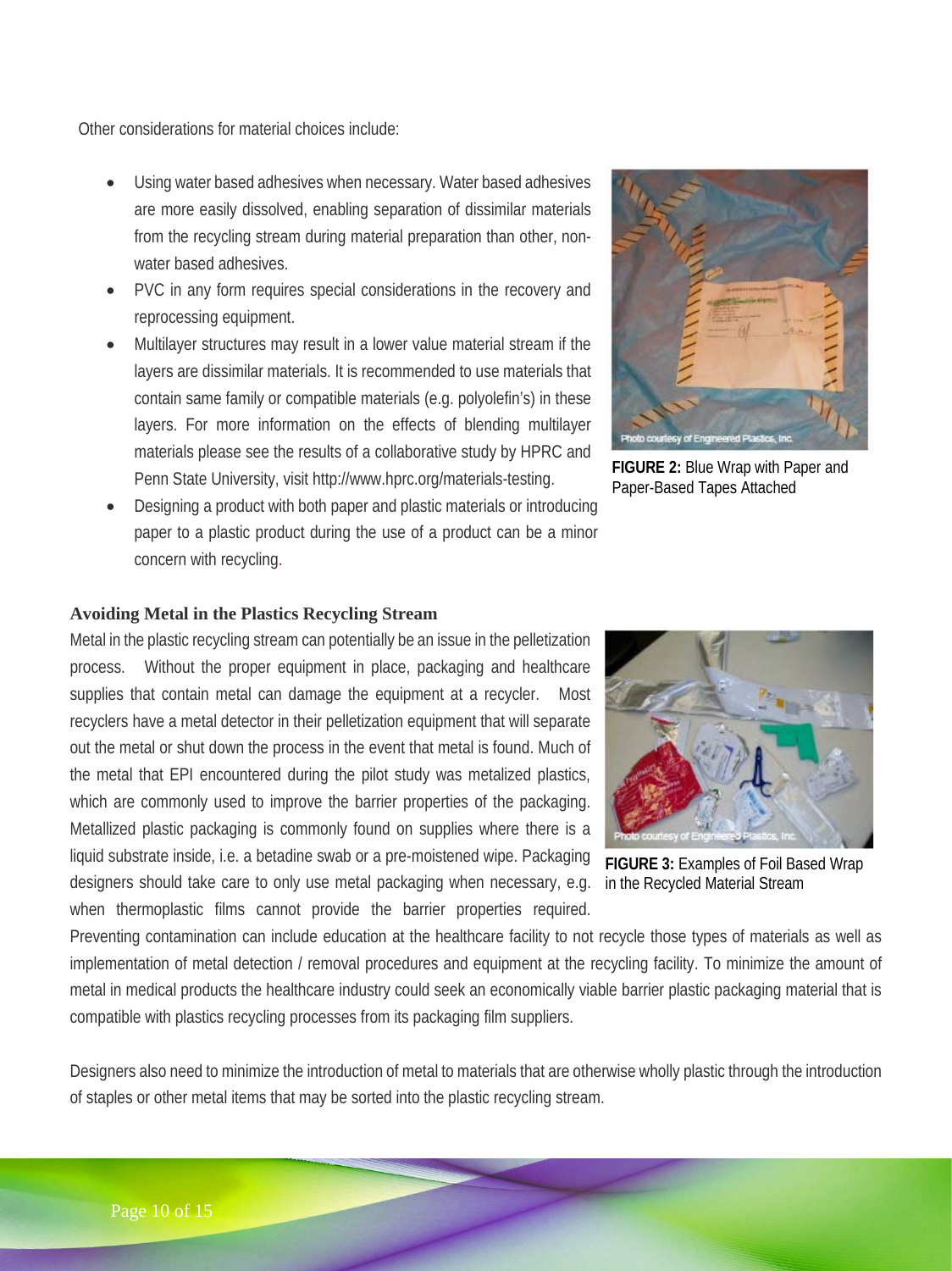Other considerations for material choices include:

- Using water based adhesives when necessary. Water based adhesives are more easily dissolved, enabling separation of dissimilar materials from the recycling stream during material preparation than other, non-water based adhesives.
- PVC in any form requires special considerations in the recovery and reprocessing equipment.
- Multilayer structures may result in a lower value material stream if the layers are dissimilar materials. It is recommended to use materials that contain same family or compatible materials (e.g. polyolefin's) in these layers. For more information on the effects of blending multilayer materials please see the results of a collaborative study by HPRC and Penn State University, visit http://www.hprc.org/materials-testing.
- Designing a product with both paper and plastic materials or introducing paper to a plastic product during the use of a product can be a minor concern with recycling.

**FIGURE 2:** Blue Wrap with Paper and Paper-Based Tapes Attached

### Avoiding Metal in the Plastics Recycling Stream

Metal in the plastic recycling stream can potentially be an issue in the pelletization process. Without the proper equipment in place, packaging and healthcare supplies that contain metal can damage the equipment at a recycler. Most recyclers have a metal detector in their pelletization equipment that will separate out the metal or shut down the process in the event that metal is found. Much of the metal that EPI encountered during the pilot study was metalized plastics, which are commonly used to improve the barrier properties of the packaging. Metallized plastic packaging is commonly found on supplies where there is a liquid substrate inside, i.e. a betadine swab or a pre-moistened wipe. Packaging designers should take care to only use metal packaging when necessary, e.g. when thermoplastic films cannot provide the barrier properties required. Preventing contamination can include education at the healthcare facility to not recycle those types of materials as well as implementation of metal detection / removal procedures and equipment at the recycling facility. To minimize the amount of metal in medical products the healthcare industry could seek an economically viable barrier plastic packaging material that is compatible with plastics recycling processes from its packaging film suppliers.

**FIGURE 3:** Examples of Foil Based Wrap in the Recycled Material Stream

Designers also need to minimize the introduction of metal to materials that are otherwise wholly plastic through the introduction of staples or other metal items that may be sorted into the plastic recycling stream.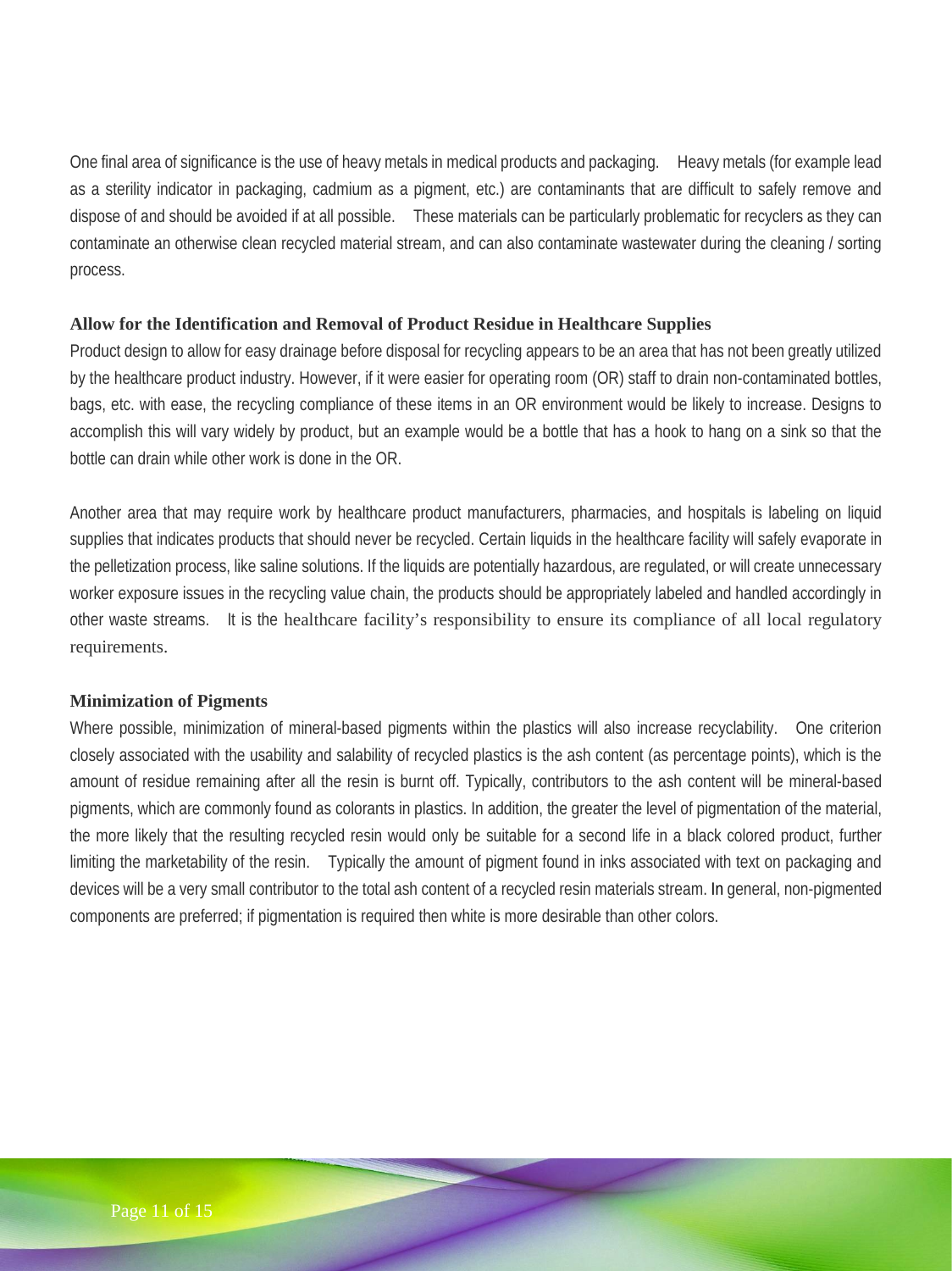One final area of significance is the use of heavy metals in medical products and packaging. Heavy metals (for example lead as a sterility indicator in packaging, cadmium as a pigment, etc.) are contaminants that are difficult to safely remove and dispose of and should be avoided if at all possible. These materials can be particularly problematic for recyclers as they can contaminate an otherwise clean recycled material stream, and can also contaminate wastewater during the cleaning / sorting process.

**Allow for the Identification and Removal of Product Residue in Healthcare Supplies**

Product design to allow for easy drainage before disposal for recycling appears to be an area that has not been greatly utilized by the healthcare product industry. However, if it were easier for operating room (OR) staff to drain non-contaminated bottles, bags, etc. with ease, the recycling compliance of these items in an OR environment would be likely to increase. Designs to accomplish this will vary widely by product, but an example would be a bottle that has a hook to hang on a sink so that the bottle can drain while other work is done in the OR.

Another area that may require work by healthcare product manufacturers, pharmacies, and hospitals is labeling on liquid supplies that indicates products that should never be recycled. Certain liquids in the healthcare facility will safely evaporate in the pelletization process, like saline solutions. If the liquids are potentially hazardous, are regulated, or will create unnecessary worker exposure issues in the recycling value chain, the products should be appropriately labeled and handled accordingly in other waste streams. It is the healthcare facility's responsibility to ensure its compliance of all local regulatory requirements.

**Minimization of Pigments**

Where possible, minimization of mineral-based pigments within the plastics will also increase recyclability. One criterion closely associated with the usability and salability of recycled plastics is the ash content (as percentage points), which is the amount of residue remaining after all the resin is burnt off. Typically, contributors to the ash content will be mineral-based pigments, which are commonly found as colorants in plastics. In addition, the greater the level of pigmentation of the material, the more likely that the resulting recycled resin would only be suitable for a second life in a black colored product, further limiting the marketability of the resin. Typically the amount of pigment found in inks associated with text on packaging and devices will be a very small contributor to the total ash content of a recycled resin materials stream. In general, non-pigmented components are preferred; if pigmentation is required then white is more desirable than other colors.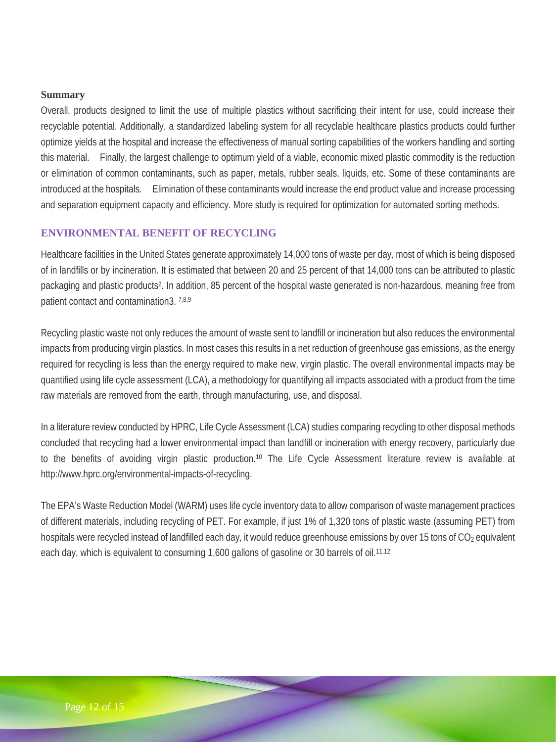**Summary**

Overall, products designed to limit the use of multiple plastics without sacrificing their intent for use, could increase their recyclable potential. Additionally, a standardized labeling system for all recyclable healthcare plastics products could further optimize yields at the hospital and increase the effectiveness of manual sorting capabilities of the workers handling and sorting this material. Finally, the largest challenge to optimum yield of a viable, economic mixed plastic commodity is the reduction or elimination of common contaminants, such as paper, metals, rubber seals, liquids, etc. Some of these contaminants are introduced at the hospitals. Elimination of these contaminants would increase the end product value and increase processing and separation equipment capacity and efficiency. More study is required for optimization for automated sorting methods.

## ENVIRONMENTAL BENEFIT OF RECYCLING

Healthcare facilities in the United States generate approximately 14,000 tons of waste per day, most of which is being disposed of in landfills or by incineration. It is estimated that between 20 and 25 percent of that 14,000 tons can be attributed to plastic packaging and plastic products[2]. In addition, 85 percent of the hospital waste generated is non-hazardous, meaning free from patient contact and contamination3. [7,8,9]

Recycling plastic waste not only reduces the amount of waste sent to landfill or incineration but also reduces the environmental impacts from producing virgin plastics. In most cases this results in a net reduction of greenhouse gas emissions, as the energy required for recycling is less than the energy required to make new, virgin plastic. The overall environmental impacts may be quantified using life cycle assessment (LCA), a methodology for quantifying all impacts associated with a product from the time raw materials are removed from the earth, through manufacturing, use, and disposal.

In a literature review conducted by HPRC, Life Cycle Assessment (LCA) studies comparing recycling to other disposal methods concluded that recycling had a lower environmental impact than landfill or incineration with energy recovery, particularly due to the benefits of avoiding virgin plastic production.[10] The Life Cycle Assessment literature review is available at http://www.hprc.org/environmental-impacts-of-recycling.

The EPA's Waste Reduction Model (WARM) uses life cycle inventory data to allow comparison of waste management practices of different materials, including recycling of PET. For example, if just 1% of 1,320 tons of plastic waste (assuming PET) from hospitals were recycled instead of landfilled each day, it would reduce greenhouse emissions by over 15 tons of $CO_2$ equivalent each day, which is equivalent to consuming 1,600 gallons of gasoline or 30 barrels of oil.[11,12]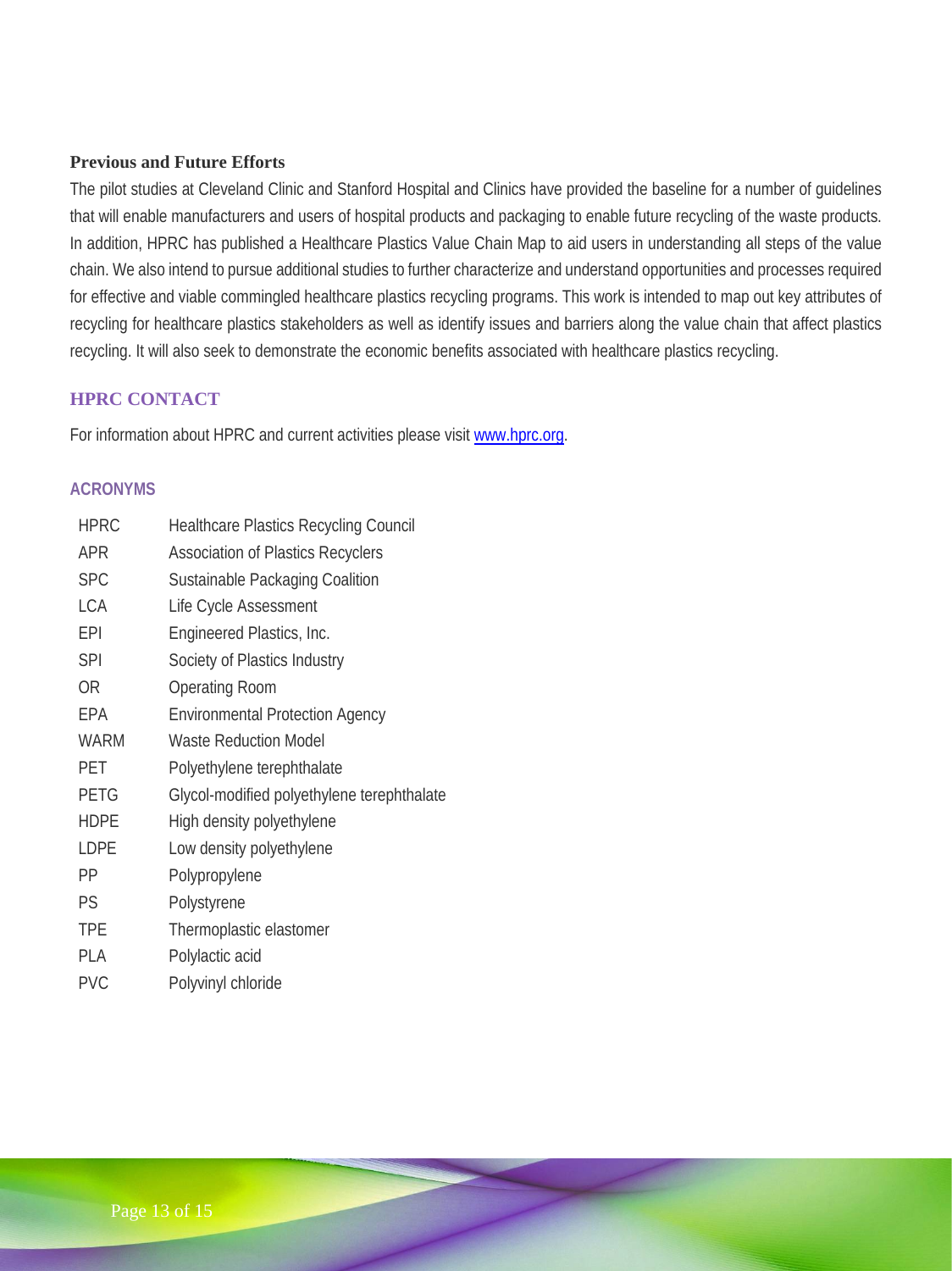### Previous and Future Efforts

The pilot studies at Cleveland Clinic and Stanford Hospital and Clinics have provided the baseline for a number of guidelines that will enable manufacturers and users of hospital products and packaging to enable future recycling of the waste products. In addition, HPRC has published a Healthcare Plastics Value Chain Map to aid users in understanding all steps of the value chain. We also intend to pursue additional studies to further characterize and understand opportunities and processes required for effective and viable commingled healthcare plastics recycling programs. This work is intended to map out key attributes of recycling for healthcare plastics stakeholders as well as identify issues and barriers along the value chain that affect plastics recycling. It will also seek to demonstrate the economic benefits associated with healthcare plastics recycling.

## HPRC CONTACT

For information about HPRC and current activities please visit [www.hprc.org](http://www.hprc.org).

## ACRONYMS

| | |
|---|---|
| HPRC | Healthcare Plastics Recycling Council |
| APR | Association of Plastics Recyclers |
| SPC | Sustainable Packaging Coalition |
| LCA | Life Cycle Assessment |
| EPI | Engineered Plastics, Inc. |
| SPI | Society of Plastics Industry |
| OR | Operating Room |
| EPA | Environmental Protection Agency |
| WARM | Waste Reduction Model |
| PET | Polyethylene terephthalate |
| PETG | Glycol-modified polyethylene terephthalate |
| HDPE | High density polyethylene |
| LDPE | Low density polyethylene |
| PP | Polypropylene |
| PS | Polystyrene |
| TPE | Thermoplastic elastomer |
| PLA | Polylactic acid |
| PVC | Polyvinyl chloride |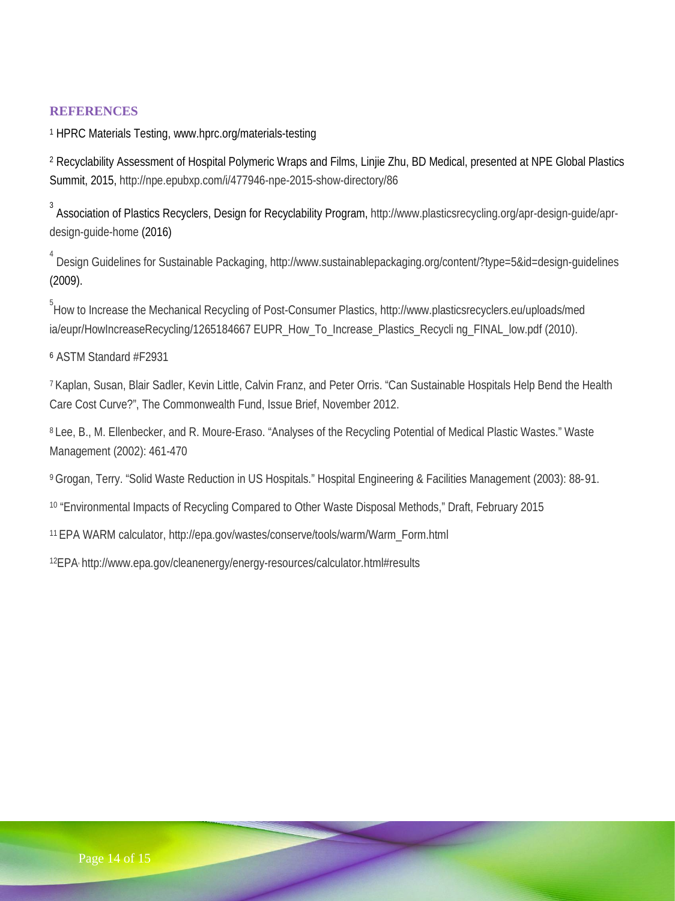## REFERENCES

[1] HPRC Materials Testing, www.hprc.org/materials-testing

[2] Recyclability Assessment of Hospital Polymeric Wraps and Films, Linjie Zhu, BD Medical, presented at NPE Global Plastics Summit, 2015, http://npe.epubxp.com/i/477946-npe-2015-show-directory/86

[3] Association of Plastics Recyclers, Design for Recyclability Program, http://www.plasticsrecycling.org/apr-design-guide/apr-design-guide-home (2016)

[4] Design Guidelines for Sustainable Packaging, http://www.sustainablepackaging.org/content/?type=5&id=design-guidelines (2009).

[5] How to Increase the Mechanical Recycling of Post-Consumer Plastics, http://www.plasticsrecyclers.eu/uploads/media/eupr/HowIncreaseRecycling/1265184667 EUPR_How_To_Increase_Plastics_Recycli ng_FINAL_low.pdf (2010).

[6] ASTM Standard #F2931

[7] Kaplan, Susan, Blair Sadler, Kevin Little, Calvin Franz, and Peter Orris. "Can Sustainable Hospitals Help Bend the Health Care Cost Curve?", The Commonwealth Fund, Issue Brief, November 2012.

[8] Lee, B., M. Ellenbecker, and R. Moure-Eraso. "Analyses of the Recycling Potential of Medical Plastic Wastes." Waste Management (2002): 461-470

[9] Grogan, Terry. "Solid Waste Reduction in US Hospitals." Hospital Engineering & Facilities Management (2003): 88-91.

[10] "Environmental Impacts of Recycling Compared to Other Waste Disposal Methods," Draft, February 2015

[11] EPA WARM calculator, http://epa.gov/wastes/conserve/tools/warm/Warm_Form.html

[12] EPA, http://www.epa.gov/cleanenergy/energy-resources/calculator.html#results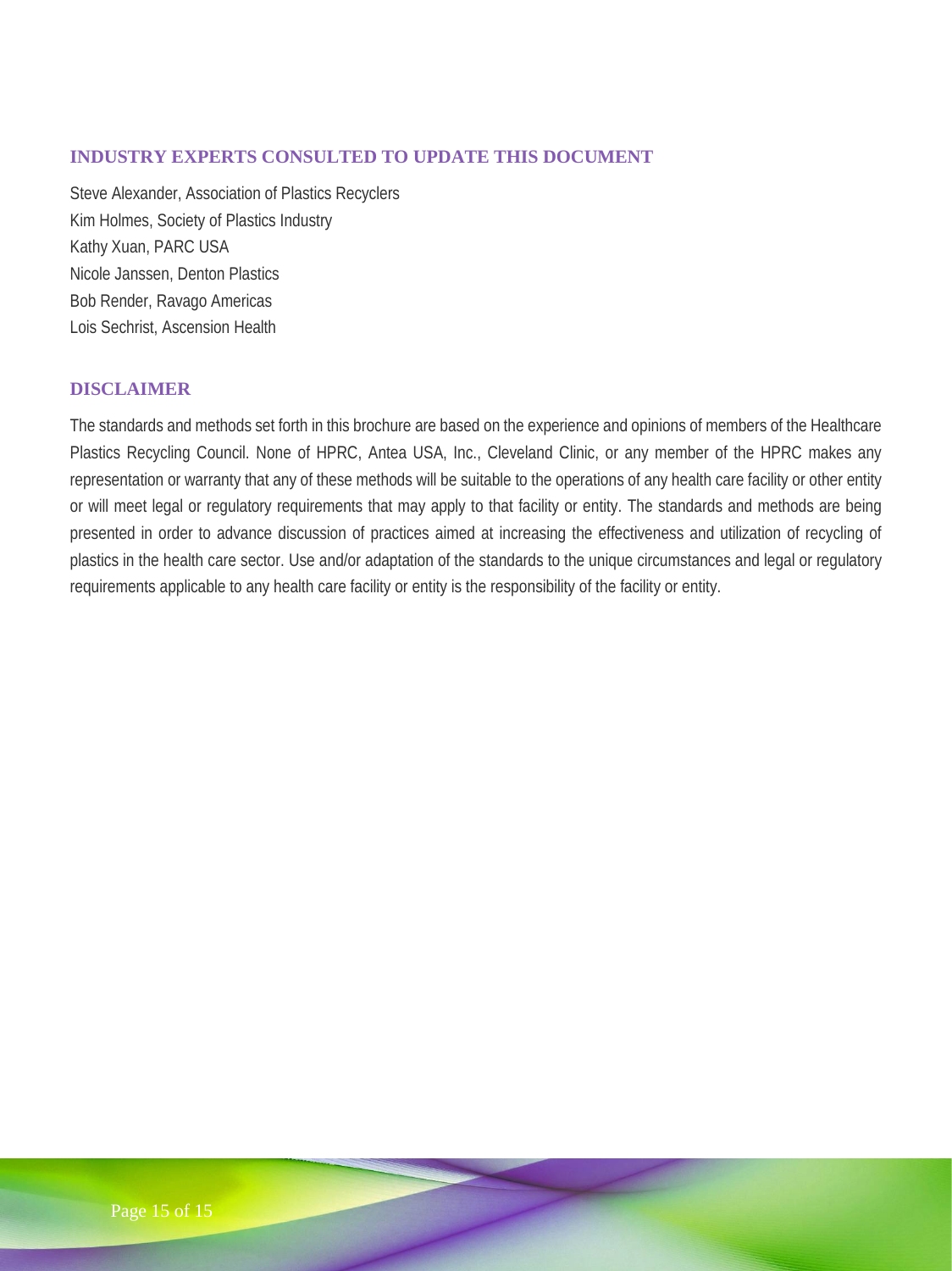## INDUSTRY EXPERTS CONSULTED TO UPDATE THIS DOCUMENT

Steve Alexander, Association of Plastics Recyclers
Kim Holmes, Society of Plastics Industry
Kathy Xuan, PARC USA
Nicole Janssen, Denton Plastics
Bob Render, Ravago Americas
Lois Sechrist, Ascension Health

## DISCLAIMER

The standards and methods set forth in this brochure are based on the experience and opinions of members of the Healthcare Plastics Recycling Council. None of HPRC, Antea USA, Inc., Cleveland Clinic, or any member of the HPRC makes any representation or warranty that any of these methods will be suitable to the operations of any health care facility or other entity or will meet legal or regulatory requirements that may apply to that facility or entity. The standards and methods are being presented in order to advance discussion of practices aimed at increasing the effectiveness and utilization of recycling of plastics in the health care sector. Use and/or adaptation of the standards to the unique circumstances and legal or regulatory requirements applicable to any health care facility or entity is the responsibility of the facility or entity.